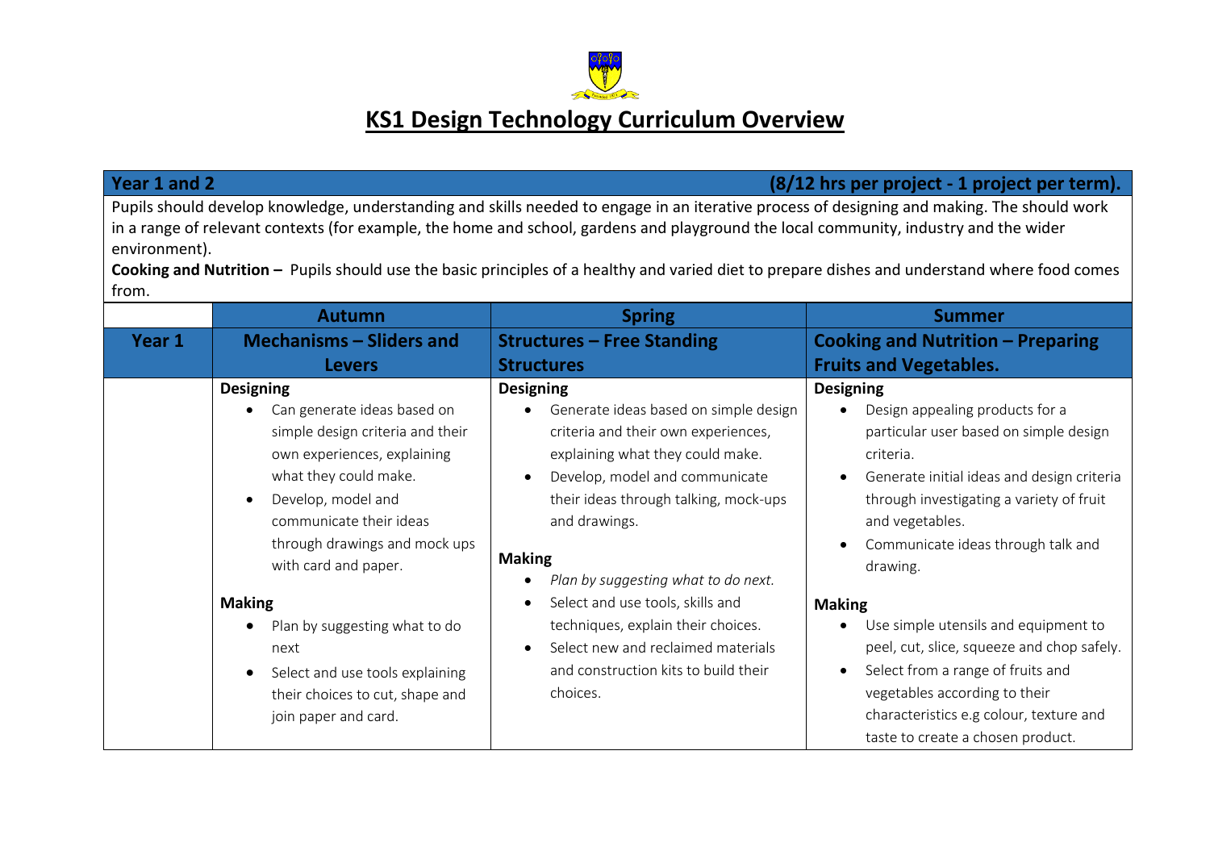# KS1 Design Technology Curriculum Overview

**Year 1 and 2** **(8/12 hrs per project - 1 project per term).**

Pupils should develop knowledge, understanding and skills needed to engage in an iterative process of designing and making. The should work in a range of relevant contexts (for example, the home and school, gardens and playground the local community, industry and the wider environment).

**Cooking and Nutrition –** Pupils should use the basic principles of a healthy and varied diet to prepare dishes and understand where food comes from.

| | Autumn | Spring | Summer |
|---|---|---|---|
| **Year 1** | **Mechanisms – Sliders and Levers** | **Structures – Free Standing Structures** | **Cooking and Nutrition – Preparing Fruits and Vegetables.** |
| | **Designing**<br>• Can generate ideas based on simple design criteria and their own experiences, explaining what they could make.<br>• Develop, model and communicate their ideas through drawings and mock ups with card and paper.<br><br>**Making**<br>• Plan by suggesting what to do next<br>• Select and use tools explaining their choices to cut, shape and join paper and card. | **Designing**<br>• Generate ideas based on simple design criteria and their own experiences, explaining what they could make.<br>• Develop, model and communicate their ideas through talking, mock-ups and drawings.<br><br>**Making**<br>• *Plan by suggesting what to do next.*<br>• Select and use tools, skills and techniques, explain their choices.<br>• Select new and reclaimed materials and construction kits to build their choices. | **Designing**<br>• Design appealing products for a particular user based on simple design criteria.<br>• Generate initial ideas and design criteria through investigating a variety of fruit and vegetables.<br>• Communicate ideas through talk and drawing.<br><br>**Making**<br>• Use simple utensils and equipment to peel, cut, slice, squeeze and chop safely.<br>• Select from a range of fruits and vegetables according to their characteristics e.g colour, texture and taste to create a chosen product. |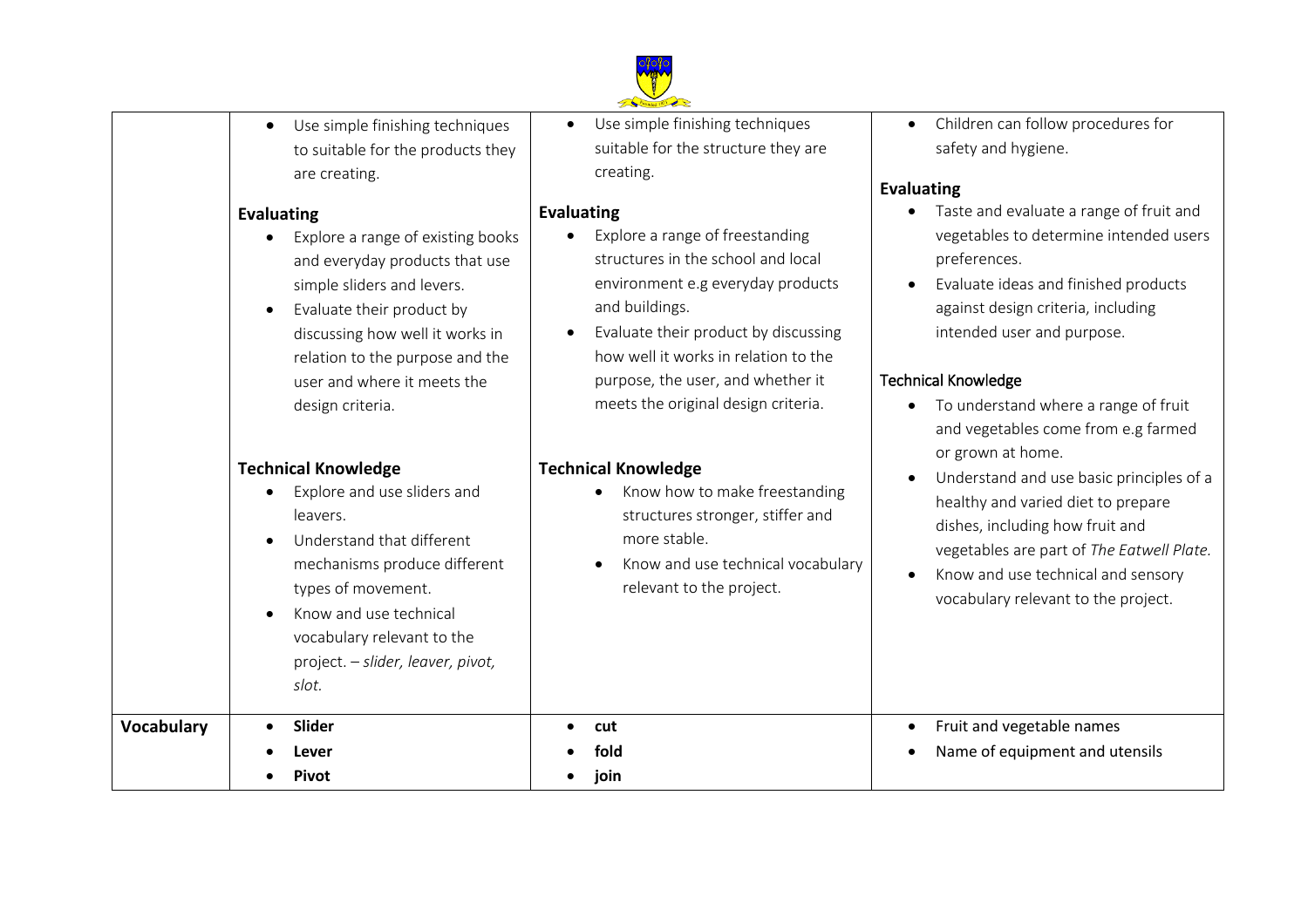| | | | |
|---|---|---|---|
| | • Use simple finishing techniques to suitable for the products they are creating.<br><br>**Evaluating**<br>• Explore a range of existing books and everyday products that use simple sliders and levers.<br>• Evaluate their product by discussing how well it works in relation to the purpose and the user and where it meets the design criteria.<br><br>**Technical Knowledge**<br>• Explore and use sliders and leavers.<br>• Understand that different mechanisms produce different types of movement.<br>• Know and use technical vocabulary relevant to the project. – *slider, leaver, pivot, slot.* | • Use simple finishing techniques suitable for the structure they are creating.<br><br>**Evaluating**<br>• Explore a range of freestanding structures in the school and local environment e.g everyday products and buildings.<br>• Evaluate their product by discussing how well it works in relation to the purpose, the user, and whether it meets the original design criteria.<br><br>**Technical Knowledge**<br>• Know how to make freestanding structures stronger, stiffer and more stable.<br>• Know and use technical vocabulary relevant to the project. | • Children can follow procedures for safety and hygiene.<br><br>**Evaluating**<br>• Taste and evaluate a range of fruit and vegetables to determine intended users preferences.<br>• Evaluate ideas and finished products against design criteria, including intended user and purpose.<br><br>Technical Knowledge<br>• To understand where a range of fruit and vegetables come from e.g farmed or grown at home.<br>• Understand and use basic principles of a healthy and varied diet to prepare dishes, including how fruit and vegetables are part of *The Eatwell Plate.*<br>• Know and use technical and sensory vocabulary relevant to the project. |
| **Vocabulary** | • **Slider**<br>• **Lever**<br>• **Pivot** | • **cut**<br>• **fold**<br>• **join** | • Fruit and vegetable names<br>• Name of equipment and utensils |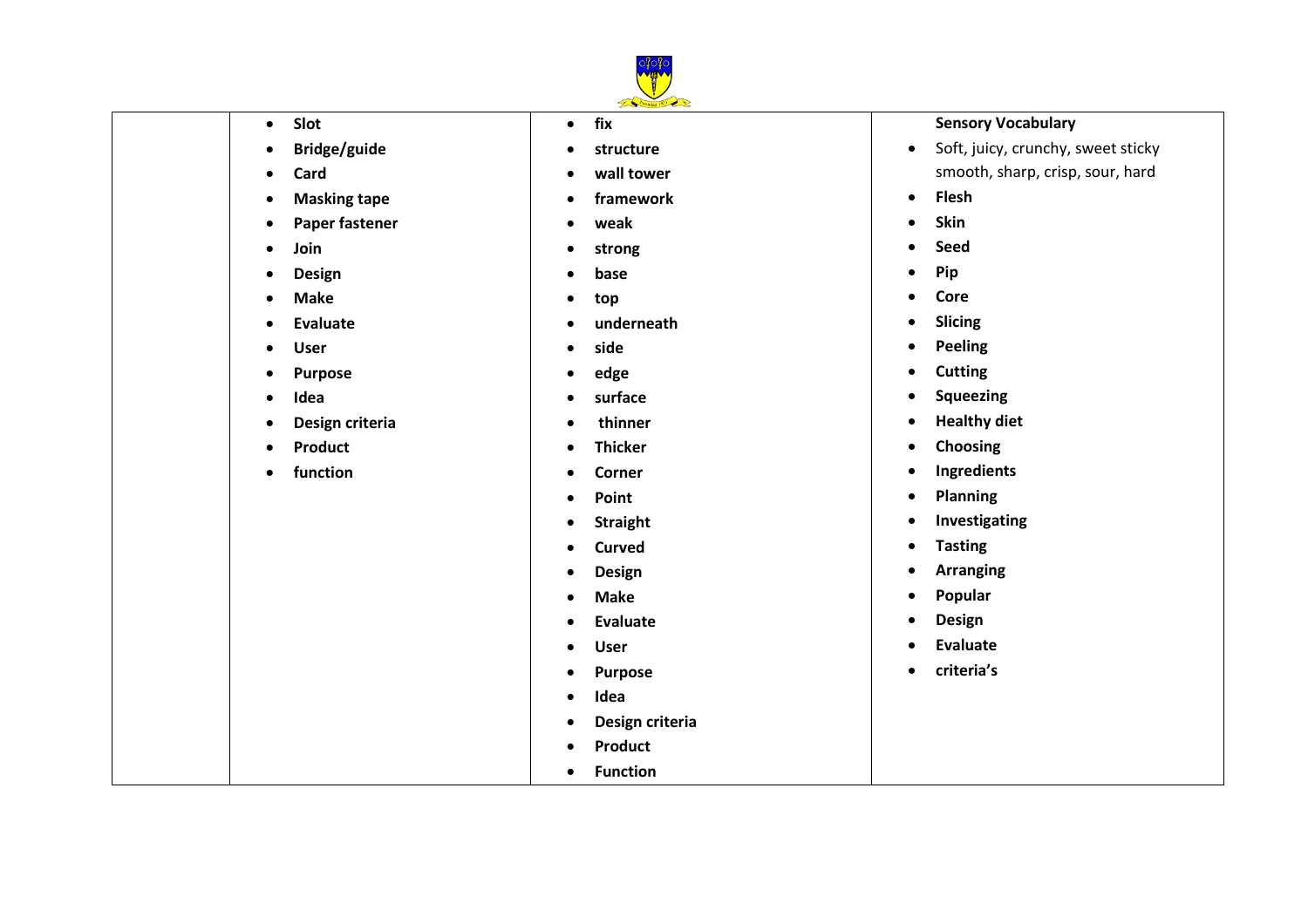| | | | |
|---|---|---|---|
| | <ul><li>**Slot**</li><li>**Bridge/guide**</li><li>**Card**</li><li>**Masking tape**</li><li>**Paper fastener**</li><li>**Join**</li><li>**Design**</li><li>**Make**</li><li>**Evaluate**</li><li>**User**</li><li>**Purpose**</li><li>**Idea**</li><li>**Design criteria**</li><li>**Product**</li><li>**function**</li></ul> | <ul><li>**fix**</li><li>**structure**</li><li>**wall tower**</li><li>**framework**</li><li>**weak**</li><li>**strong**</li><li>**base**</li><li>**top**</li><li>**underneath**</li><li>**side**</li><li>**edge**</li><li>**surface**</li><li>**thinner**</li><li>**Thicker**</li><li>**Corner**</li><li>**Point**</li><li>**Straight**</li><li>**Curved**</li><li>**Design**</li><li>**Make**</li><li>**Evaluate**</li><li>**User**</li><li>**Purpose**</li><li>**Idea**</li><li>**Design criteria**</li><li>**Product**</li><li>**Function**</li></ul> | **Sensory Vocabulary**<ul><li>Soft, juicy, crunchy, sweet sticky smooth, sharp, crisp, sour, hard</li><li>**Flesh**</li><li>**Skin**</li><li>**Seed**</li><li>**Pip**</li><li>**Core**</li><li>**Slicing**</li><li>**Peeling**</li><li>**Cutting**</li><li>**Squeezing**</li><li>**Healthy diet**</li><li>**Choosing**</li><li>**Ingredients**</li><li>**Planning**</li><li>**Investigating**</li><li>**Tasting**</li><li>**Arranging**</li><li>**Popular**</li><li>**Design**</li><li>**Evaluate**</li><li>**criteria's**</li></ul> |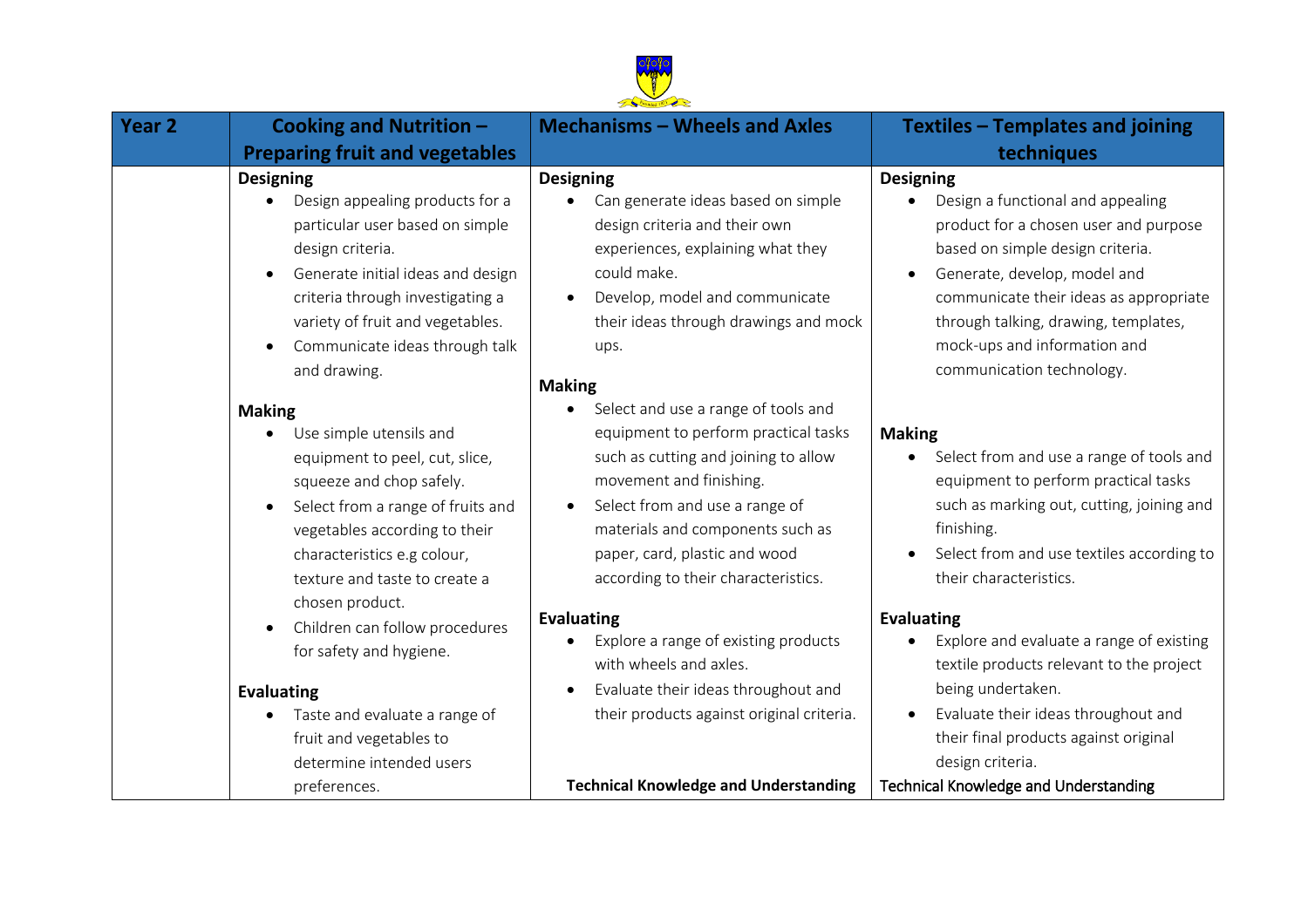| Year 2 | Cooking and Nutrition – Preparing fruit and vegetables | Mechanisms – Wheels and Axles | Textiles – Templates and joining techniques |
|---|---|---|---|
| | **Designing**<br>• Design appealing products for a particular user based on simple design criteria.<br>• Generate initial ideas and design criteria through investigating a variety of fruit and vegetables.<br>• Communicate ideas through talk and drawing.<br><br>**Making**<br>• Use simple utensils and equipment to peel, cut, slice, squeeze and chop safely.<br>• Select from a range of fruits and vegetables according to their characteristics e.g colour, texture and taste to create a chosen product.<br>• Children can follow procedures for safety and hygiene.<br><br>**Evaluating**<br>• Taste and evaluate a range of fruit and vegetables to determine intended users preferences. | **Designing**<br>• Can generate ideas based on simple design criteria and their own experiences, explaining what they could make.<br>• Develop, model and communicate their ideas through drawings and mock ups.<br><br>**Making**<br>• Select and use a range of tools and equipment to perform practical tasks such as cutting and joining to allow movement and finishing.<br>• Select from and use a range of materials and components such as paper, card, plastic and wood according to their characteristics.<br><br>**Evaluating**<br>• Explore a range of existing products with wheels and axles.<br>• Evaluate their ideas throughout and their products against original criteria.<br><br>**Technical Knowledge and Understanding** | **Designing**<br>• Design a functional and appealing product for a chosen user and purpose based on simple design criteria.<br>• Generate, develop, model and communicate their ideas as appropriate through talking, drawing, templates, mock-ups and information and communication technology.<br><br>**Making**<br>• Select from and use a range of tools and equipment to perform practical tasks such as marking out, cutting, joining and finishing.<br>• Select from and use textiles according to their characteristics.<br><br>**Evaluating**<br>• Explore and evaluate a range of existing textile products relevant to the project being undertaken.<br>• Evaluate their ideas throughout and their final products against original design criteria.<br>Technical Knowledge and Understanding |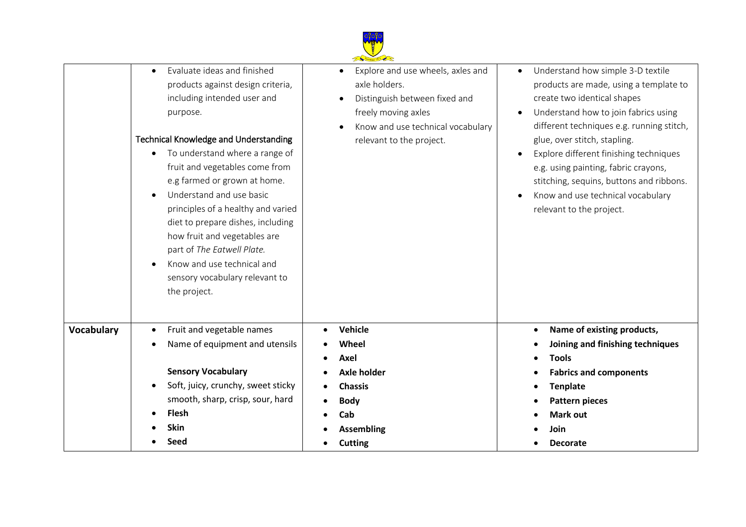| | | | |
|---|---|---|---|
| | • Evaluate ideas and finished products against design criteria, including intended user and purpose.<br><br>Technical Knowledge and Understanding<br>• To understand where a range of fruit and vegetables come from e.g farmed or grown at home.<br>• Understand and use basic principles of a healthy and varied diet to prepare dishes, including how fruit and vegetables are part of *The Eatwell Plate.*<br>• Know and use technical and sensory vocabulary relevant to the project. | • Explore and use wheels, axles and axle holders.<br>• Distinguish between fixed and freely moving axles<br>• Know and use technical vocabulary relevant to the project. | • Understand how simple 3-D textile products are made, using a template to create two identical shapes<br>• Understand how to join fabrics using different techniques e.g. running stitch, glue, over stitch, stapling.<br>• Explore different finishing techniques e.g. using painting, fabric crayons, stitching, sequins, buttons and ribbons.<br>• Know and use technical vocabulary relevant to the project. |
| **Vocabulary** | • Fruit and vegetable names<br>• Name of equipment and utensils<br><br>**Sensory Vocabulary**<br>• Soft, juicy, crunchy, sweet sticky smooth, sharp, crisp, sour, hard<br>• **Flesh**<br>• **Skin**<br>• **Seed** | • **Vehicle**<br>• **Wheel**<br>• **Axel**<br>• **Axle holder**<br>• **Chassis**<br>• **Body**<br>• **Cab**<br>• **Assembling**<br>• **Cutting** | • **Name of existing products,**<br>• **Joining and finishing techniques**<br>• **Tools**<br>• **Fabrics and components**<br>• **Tenplate**<br>• **Pattern pieces**<br>• **Mark out**<br>• **Join**<br>• **Decorate** |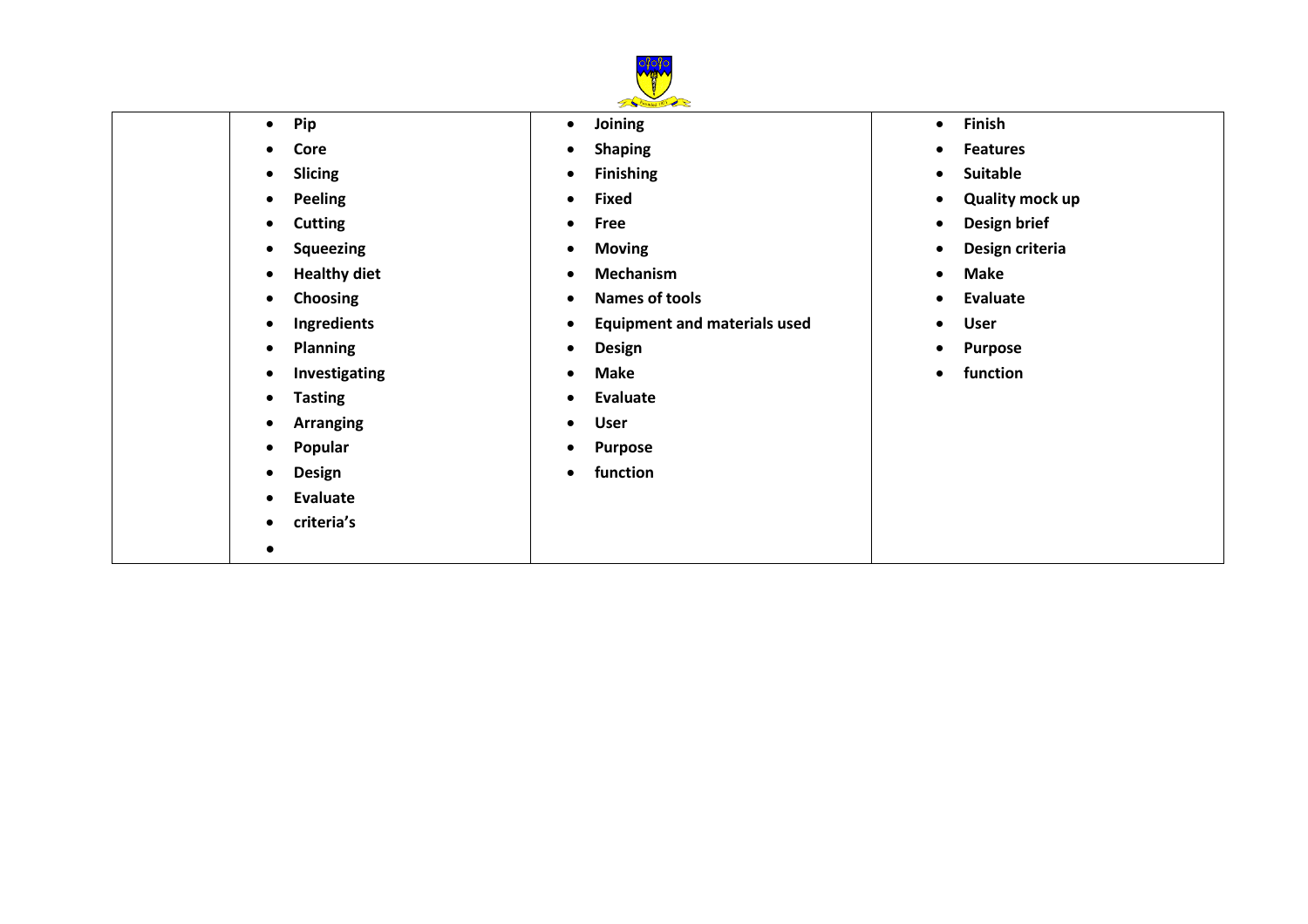| | | | |
|---|---|---|---|
| | • **Pip**<br>• **Core**<br>• **Slicing**<br>• **Peeling**<br>• **Cutting**<br>• **Squeezing**<br>• **Healthy diet**<br>• **Choosing**<br>• **Ingredients**<br>• **Planning**<br>• **Investigating**<br>• **Tasting**<br>• **Arranging**<br>• **Popular**<br>• **Design**<br>• **Evaluate**<br>• **criteria's**<br>• | • **Joining**<br>• **Shaping**<br>• **Finishing**<br>• **Fixed**<br>• **Free**<br>• **Moving**<br>• **Mechanism**<br>• **Names of tools**<br>• **Equipment and materials used**<br>• **Design**<br>• **Make**<br>• **Evaluate**<br>• **User**<br>• **Purpose**<br>• **function** | • **Finish**<br>• **Features**<br>• **Suitable**<br>• **Quality mock up**<br>• **Design brief**<br>• **Design criteria**<br>• **Make**<br>• **Evaluate**<br>• **User**<br>• **Purpose**<br>• **function** |